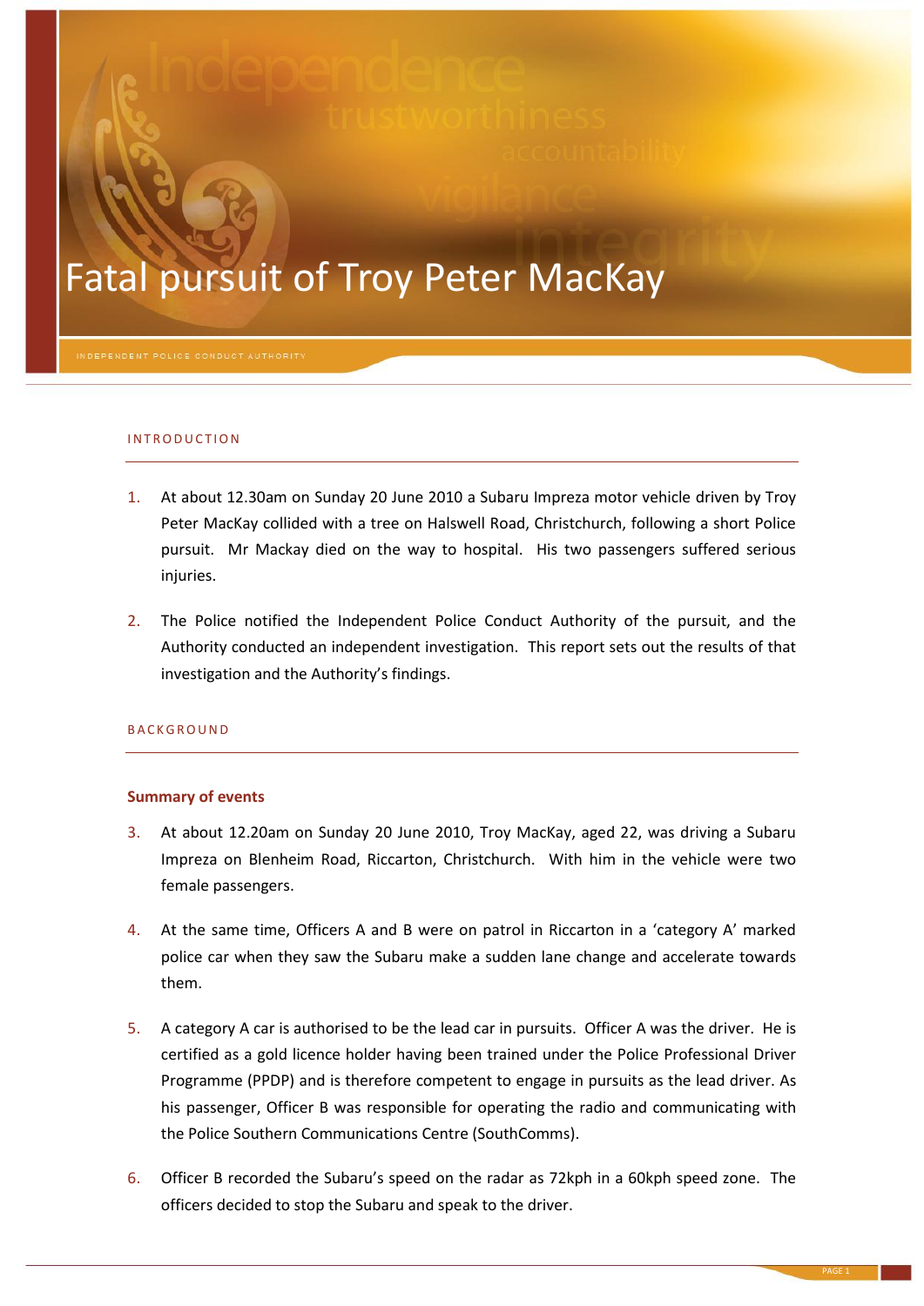# Fatal pursuit of Troy Peter MacKay

INDEPENDENT POLICE CONDUCT AUTHORITY

## INTRODUCTION

1. At about 12.30am on Sunday 20 June 2010 a Subaru Impreza motor vehicle driven by Troy Peter MacKay collided with a tree on Halswell Road, Christchurch, following a short Police pursuit. Mr Mackay died on the way to hospital. His two passengers suffered serious injuries.

2. The Police notified the Independent Police Conduct Authority of the pursuit, and the Authority conducted an independent investigation. This report sets out the results of that investigation and the Authority's findings.

## BACKGROUND

### Summary of events

3. At about 12.20am on Sunday 20 June 2010, Troy MacKay, aged 22, was driving a Subaru Impreza on Blenheim Road, Riccarton, Christchurch. With him in the vehicle were two female passengers.

4. At the same time, Officers A and B were on patrol in Riccarton in a 'category A' marked police car when they saw the Subaru make a sudden lane change and accelerate towards them.

5. A category A car is authorised to be the lead car in pursuits. Officer A was the driver. He is certified as a gold licence holder having been trained under the Police Professional Driver Programme (PPDP) and is therefore competent to engage in pursuits as the lead driver. As his passenger, Officer B was responsible for operating the radio and communicating with the Police Southern Communications Centre (SouthComms).

6. Officer B recorded the Subaru's speed on the radar as 72kph in a 60kph speed zone. The officers decided to stop the Subaru and speak to the driver.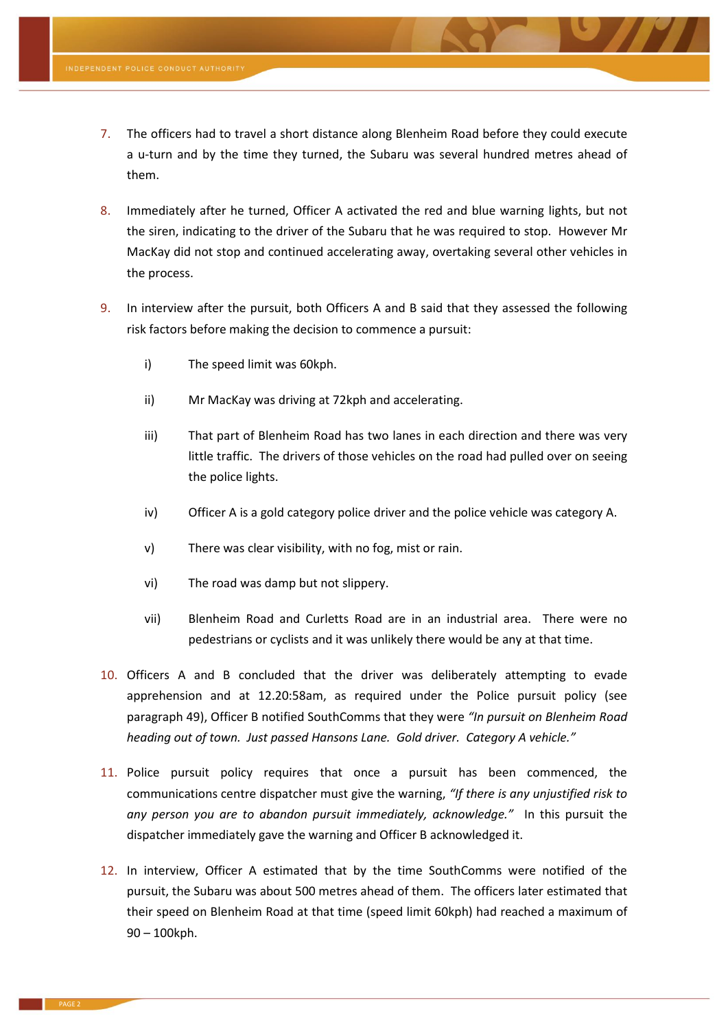7. The officers had to travel a short distance along Blenheim Road before they could execute a u-turn and by the time they turned, the Subaru was several hundred metres ahead of them.

8. Immediately after he turned, Officer A activated the red and blue warning lights, but not the siren, indicating to the driver of the Subaru that he was required to stop. However Mr MacKay did not stop and continued accelerating away, overtaking several other vehicles in the process.

9. In interview after the pursuit, both Officers A and B said that they assessed the following risk factors before making the decision to commence a pursuit:

   i) The speed limit was 60kph.

   ii) Mr MacKay was driving at 72kph and accelerating.

   iii) That part of Blenheim Road has two lanes in each direction and there was very little traffic. The drivers of those vehicles on the road had pulled over on seeing the police lights.

   iv) Officer A is a gold category police driver and the police vehicle was category A.

   v) There was clear visibility, with no fog, mist or rain.

   vi) The road was damp but not slippery.

   vii) Blenheim Road and Curletts Road are in an industrial area. There were no pedestrians or cyclists and it was unlikely there would be any at that time.

10. Officers A and B concluded that the driver was deliberately attempting to evade apprehension and at 12.20:58am, as required under the Police pursuit policy (see paragraph 49), Officer B notified SouthComms that they were *"In pursuit on Blenheim Road heading out of town. Just passed Hansons Lane. Gold driver. Category A vehicle."*

11. Police pursuit policy requires that once a pursuit has been commenced, the communications centre dispatcher must give the warning, *"If there is any unjustified risk to any person you are to abandon pursuit immediately, acknowledge."* In this pursuit the dispatcher immediately gave the warning and Officer B acknowledged it.

12. In interview, Officer A estimated that by the time SouthComms were notified of the pursuit, the Subaru was about 500 metres ahead of them. The officers later estimated that their speed on Blenheim Road at that time (speed limit 60kph) had reached a maximum of 90 – 100kph.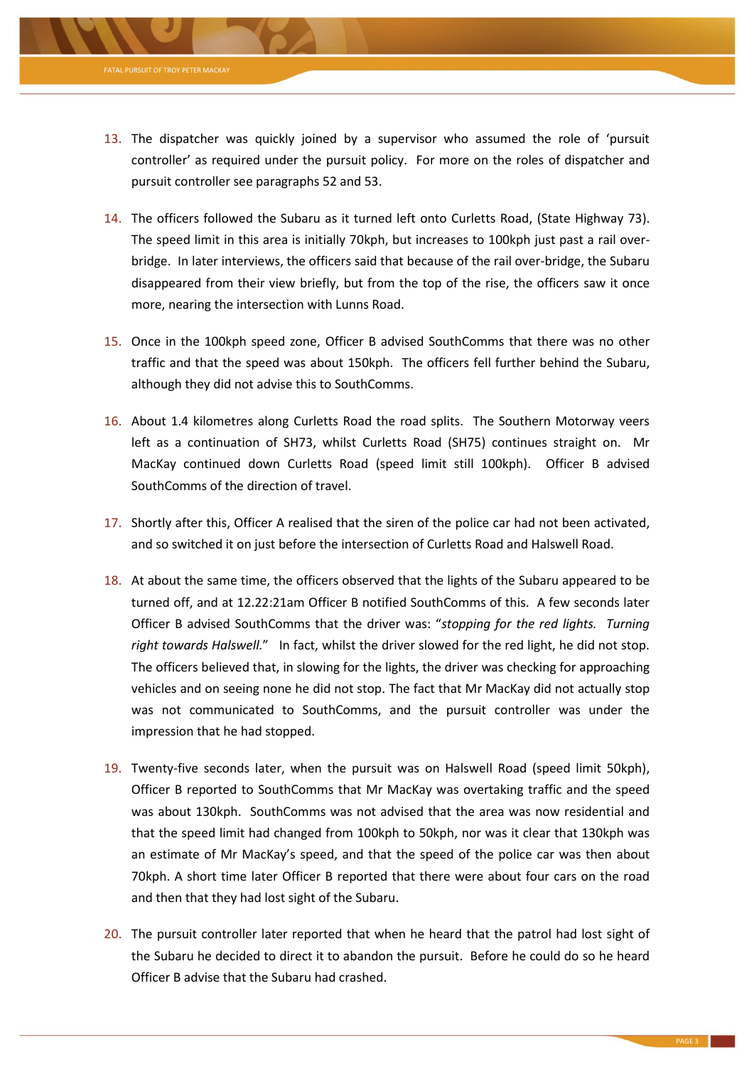13. The dispatcher was quickly joined by a supervisor who assumed the role of 'pursuit controller' as required under the pursuit policy. For more on the roles of dispatcher and pursuit controller see paragraphs 52 and 53.

14. The officers followed the Subaru as it turned left onto Curletts Road, (State Highway 73). The speed limit in this area is initially 70kph, but increases to 100kph just past a rail over-bridge. In later interviews, the officers said that because of the rail over-bridge, the Subaru disappeared from their view briefly, but from the top of the rise, the officers saw it once more, nearing the intersection with Lunns Road.

15. Once in the 100kph speed zone, Officer B advised SouthComms that there was no other traffic and that the speed was about 150kph. The officers fell further behind the Subaru, although they did not advise this to SouthComms.

16. About 1.4 kilometres along Curletts Road the road splits. The Southern Motorway veers left as a continuation of SH73, whilst Curletts Road (SH75) continues straight on. Mr MacKay continued down Curletts Road (speed limit still 100kph). Officer B advised SouthComms of the direction of travel.

17. Shortly after this, Officer A realised that the siren of the police car had not been activated, and so switched it on just before the intersection of Curletts Road and Halswell Road.

18. At about the same time, the officers observed that the lights of the Subaru appeared to be turned off, and at 12.22:21am Officer B notified SouthComms of this. A few seconds later Officer B advised SouthComms that the driver was: "*stopping for the red lights. Turning right towards Halswell.*" In fact, whilst the driver slowed for the red light, he did not stop. The officers believed that, in slowing for the lights, the driver was checking for approaching vehicles and on seeing none he did not stop. The fact that Mr MacKay did not actually stop was not communicated to SouthComms, and the pursuit controller was under the impression that he had stopped.

19. Twenty-five seconds later, when the pursuit was on Halswell Road (speed limit 50kph), Officer B reported to SouthComms that Mr MacKay was overtaking traffic and the speed was about 130kph. SouthComms was not advised that the area was now residential and that the speed limit had changed from 100kph to 50kph, nor was it clear that 130kph was an estimate of Mr MacKay's speed, and that the speed of the police car was then about 70kph. A short time later Officer B reported that there were about four cars on the road and then that they had lost sight of the Subaru.

20. The pursuit controller later reported that when he heard that the patrol had lost sight of the Subaru he decided to direct it to abandon the pursuit. Before he could do so he heard Officer B advise that the Subaru had crashed.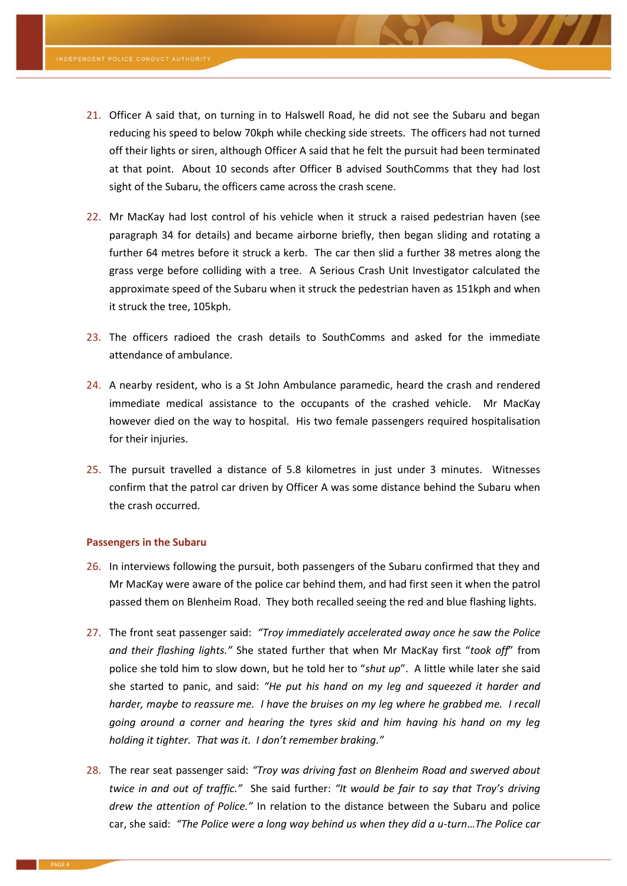21. Officer A said that, on turning in to Halswell Road, he did not see the Subaru and began reducing his speed to below 70kph while checking side streets. The officers had not turned off their lights or siren, although Officer A said that he felt the pursuit had been terminated at that point. About 10 seconds after Officer B advised SouthComms that they had lost sight of the Subaru, the officers came across the crash scene.

22. Mr MacKay had lost control of his vehicle when it struck a raised pedestrian haven (see paragraph 34 for details) and became airborne briefly, then began sliding and rotating a further 64 metres before it struck a kerb. The car then slid a further 38 metres along the grass verge before colliding with a tree. A Serious Crash Unit Investigator calculated the approximate speed of the Subaru when it struck the pedestrian haven as 151kph and when it struck the tree, 105kph.

23. The officers radioed the crash details to SouthComms and asked for the immediate attendance of ambulance.

24. A nearby resident, who is a St John Ambulance paramedic, heard the crash and rendered immediate medical assistance to the occupants of the crashed vehicle. Mr MacKay however died on the way to hospital. His two female passengers required hospitalisation for their injuries.

25. The pursuit travelled a distance of 5.8 kilometres in just under 3 minutes. Witnesses confirm that the patrol car driven by Officer A was some distance behind the Subaru when the crash occurred.

### Passengers in the Subaru

26. In interviews following the pursuit, both passengers of the Subaru confirmed that they and Mr MacKay were aware of the police car behind them, and had first seen it when the patrol passed them on Blenheim Road. They both recalled seeing the red and blue flashing lights.

27. The front seat passenger said: *"Troy immediately accelerated away once he saw the Police and their flashing lights."* She stated further that when Mr MacKay first "*took off*" from police she told him to slow down, but he told her to "*shut up*". A little while later she said she started to panic, and said: *"He put his hand on my leg and squeezed it harder and harder, maybe to reassure me. I have the bruises on my leg where he grabbed me. I recall going around a corner and hearing the tyres skid and him having his hand on my leg holding it tighter. That was it. I don't remember braking."*

28. The rear seat passenger said: *"Troy was driving fast on Blenheim Road and swerved about twice in and out of traffic."* She said further: *"It would be fair to say that Troy's driving drew the attention of Police."* In relation to the distance between the Subaru and police car, she said: *"The Police were a long way behind us when they did a u-turn…The Police car*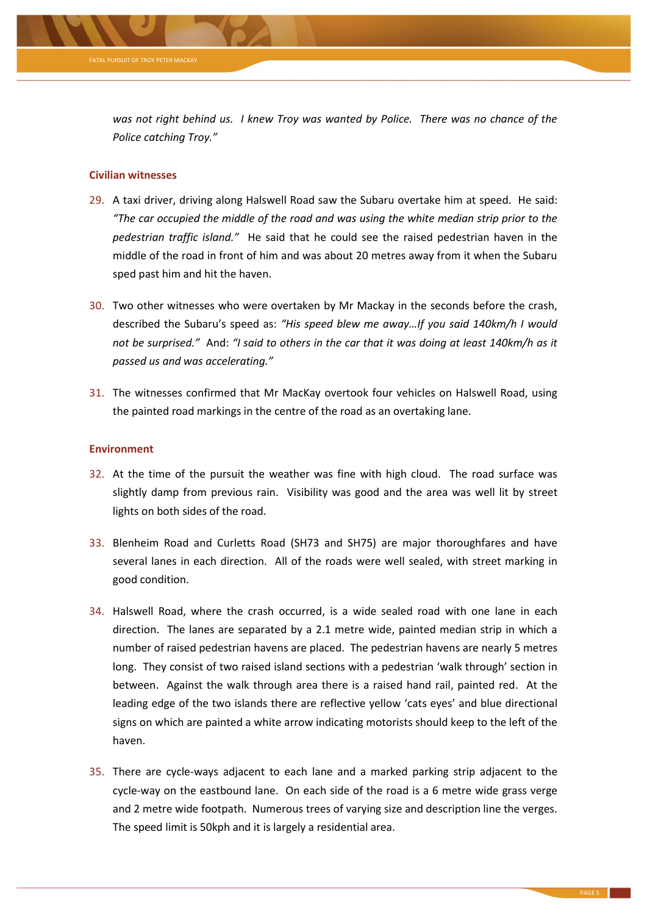*was not right behind us. I knew Troy was wanted by Police. There was no chance of the Police catching Troy."*

### Civilian witnesses

29. A taxi driver, driving along Halswell Road saw the Subaru overtake him at speed. He said: *"The car occupied the middle of the road and was using the white median strip prior to the pedestrian traffic island."* He said that he could see the raised pedestrian haven in the middle of the road in front of him and was about 20 metres away from it when the Subaru sped past him and hit the haven.

30. Two other witnesses who were overtaken by Mr Mackay in the seconds before the crash, described the Subaru's speed as: *"His speed blew me away…If you said 140km/h I would not be surprised."* And: *"I said to others in the car that it was doing at least 140km/h as it passed us and was accelerating."*

31. The witnesses confirmed that Mr MacKay overtook four vehicles on Halswell Road, using the painted road markings in the centre of the road as an overtaking lane.

### Environment

32. At the time of the pursuit the weather was fine with high cloud. The road surface was slightly damp from previous rain. Visibility was good and the area was well lit by street lights on both sides of the road.

33. Blenheim Road and Curletts Road (SH73 and SH75) are major thoroughfares and have several lanes in each direction. All of the roads were well sealed, with street marking in good condition.

34. Halswell Road, where the crash occurred, is a wide sealed road with one lane in each direction. The lanes are separated by a 2.1 metre wide, painted median strip in which a number of raised pedestrian havens are placed. The pedestrian havens are nearly 5 metres long. They consist of two raised island sections with a pedestrian 'walk through' section in between. Against the walk through area there is a raised hand rail, painted red. At the leading edge of the two islands there are reflective yellow 'cats eyes' and blue directional signs on which are painted a white arrow indicating motorists should keep to the left of the haven.

35. There are cycle-ways adjacent to each lane and a marked parking strip adjacent to the cycle-way on the eastbound lane. On each side of the road is a 6 metre wide grass verge and 2 metre wide footpath. Numerous trees of varying size and description line the verges. The speed limit is 50kph and it is largely a residential area.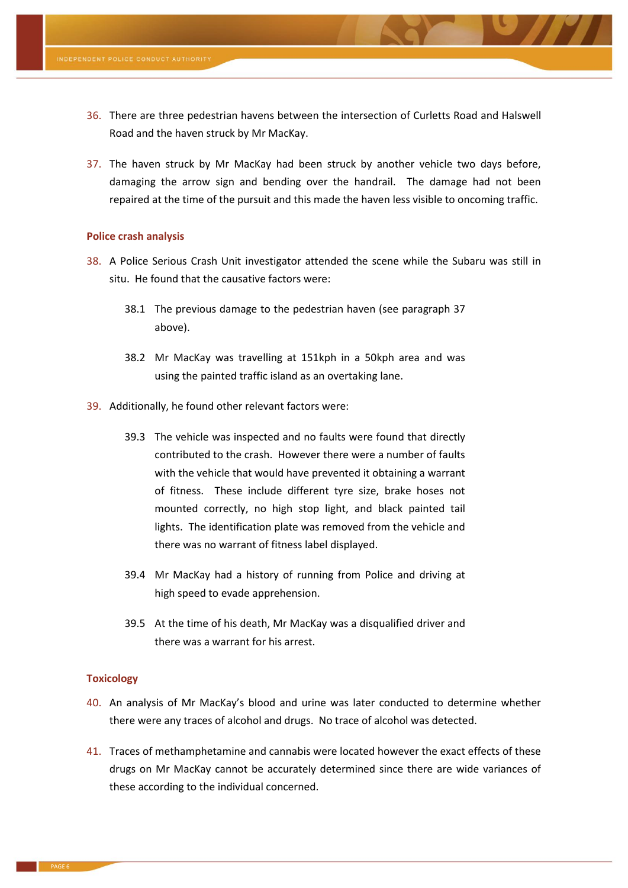36. There are three pedestrian havens between the intersection of Curletts Road and Halswell Road and the haven struck by Mr MacKay.

37. The haven struck by Mr MacKay had been struck by another vehicle two days before, damaging the arrow sign and bending over the handrail. The damage had not been repaired at the time of the pursuit and this made the haven less visible to oncoming traffic.

### Police crash analysis

38. A Police Serious Crash Unit investigator attended the scene while the Subaru was still in situ. He found that the causative factors were:

    38.1 The previous damage to the pedestrian haven (see paragraph 37 above).

    38.2 Mr MacKay was travelling at 151kph in a 50kph area and was using the painted traffic island as an overtaking lane.

39. Additionally, he found other relevant factors were:

    39.3 The vehicle was inspected and no faults were found that directly contributed to the crash. However there were a number of faults with the vehicle that would have prevented it obtaining a warrant of fitness. These include different tyre size, brake hoses not mounted correctly, no high stop light, and black painted tail lights. The identification plate was removed from the vehicle and there was no warrant of fitness label displayed.

    39.4 Mr MacKay had a history of running from Police and driving at high speed to evade apprehension.

    39.5 At the time of his death, Mr MacKay was a disqualified driver and there was a warrant for his arrest.

### Toxicology

40. An analysis of Mr MacKay's blood and urine was later conducted to determine whether there were any traces of alcohol and drugs. No trace of alcohol was detected.

41. Traces of methamphetamine and cannabis were located however the exact effects of these drugs on Mr MacKay cannot be accurately determined since there are wide variances of these according to the individual concerned.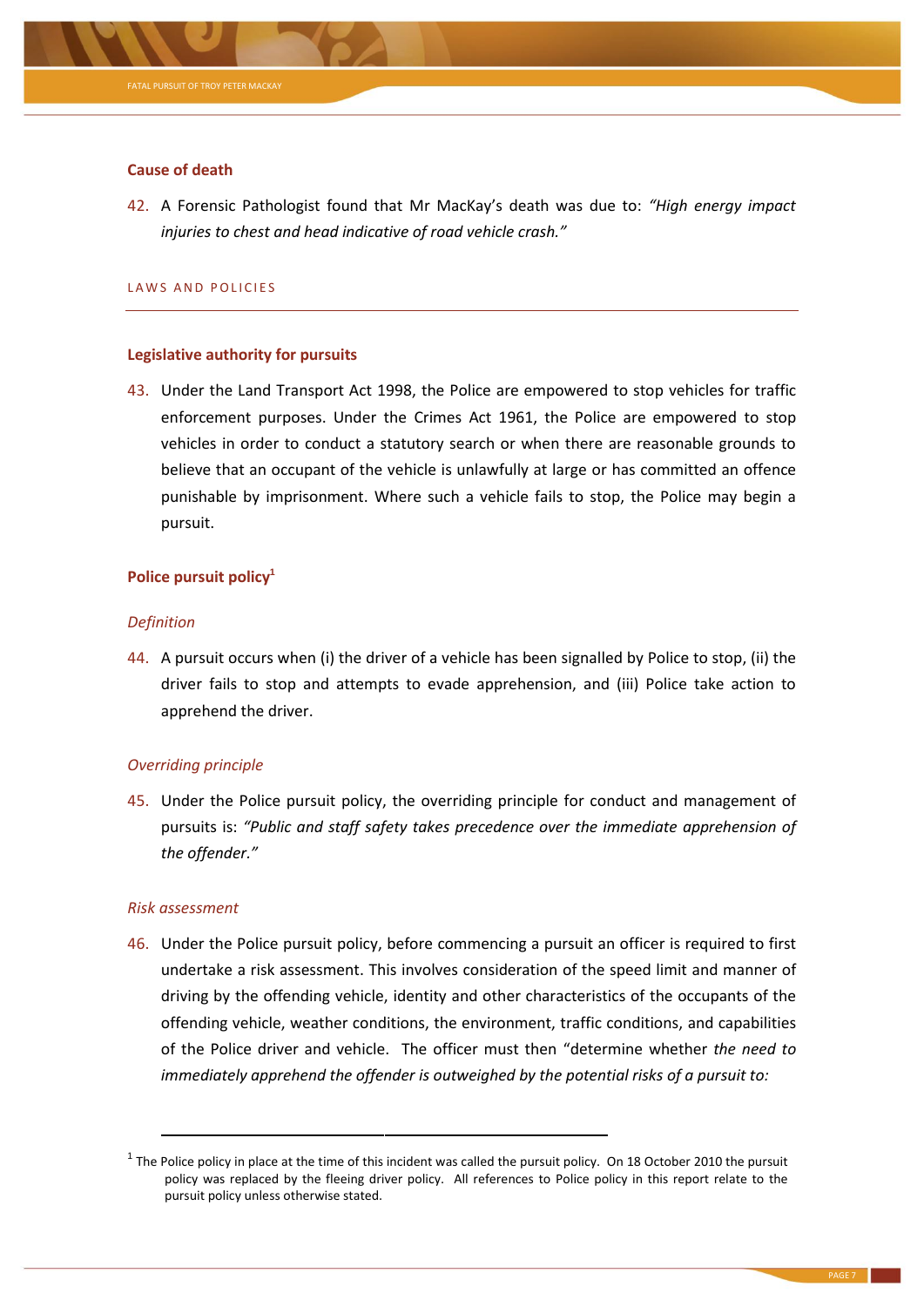### Cause of death

42. A Forensic Pathologist found that Mr MacKay's death was due to: *"High energy impact injuries to chest and head indicative of road vehicle crash."*

## LAWS AND POLICIES

### Legislative authority for pursuits

43. Under the Land Transport Act 1998, the Police are empowered to stop vehicles for traffic enforcement purposes. Under the Crimes Act 1961, the Police are empowered to stop vehicles in order to conduct a statutory search or when there are reasonable grounds to believe that an occupant of the vehicle is unlawfully at large or has committed an offence punishable by imprisonment. Where such a vehicle fails to stop, the Police may begin a pursuit.

### Police pursuit policy[1]

#### *Definition*

44. A pursuit occurs when (i) the driver of a vehicle has been signalled by Police to stop, (ii) the driver fails to stop and attempts to evade apprehension, and (iii) Police take action to apprehend the driver.

#### *Overriding principle*

45. Under the Police pursuit policy, the overriding principle for conduct and management of pursuits is: *"Public and staff safety takes precedence over the immediate apprehension of the offender."*

#### *Risk assessment*

46. Under the Police pursuit policy, before commencing a pursuit an officer is required to first undertake a risk assessment. This involves consideration of the speed limit and manner of driving by the offending vehicle, identity and other characteristics of the occupants of the offending vehicle, weather conditions, the environment, traffic conditions, and capabilities of the Police driver and vehicle. The officer must then "determine whether *the need to immediately apprehend the offender is outweighed by the potential risks of a pursuit to:*

---

[1] The Police policy in place at the time of this incident was called the pursuit policy. On 18 October 2010 the pursuit policy was replaced by the fleeing driver policy. All references to Police policy in this report relate to the pursuit policy unless otherwise stated.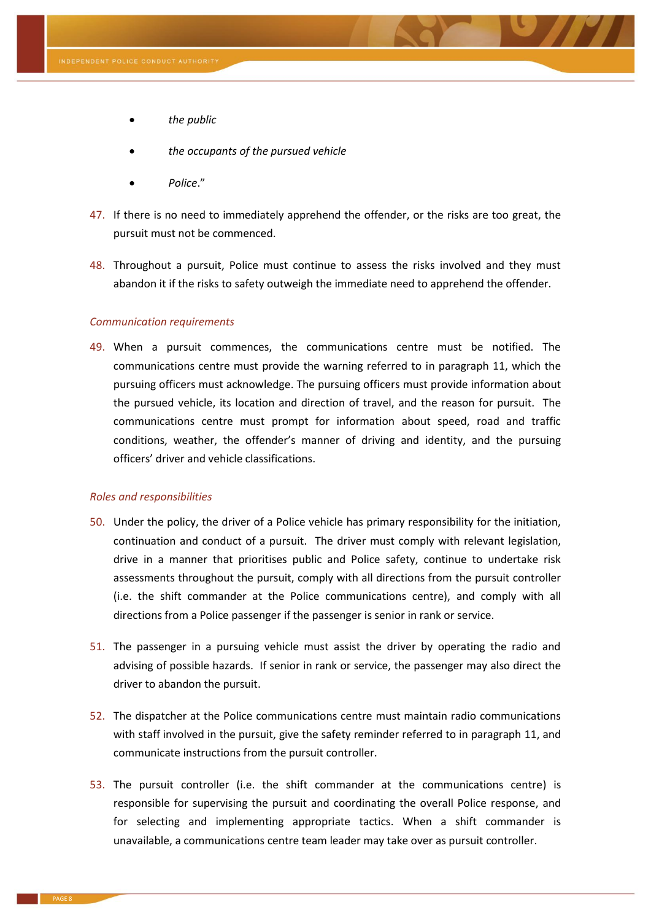- *the public*
- *the occupants of the pursued vehicle*
- *Police*."

47. If there is no need to immediately apprehend the offender, or the risks are too great, the pursuit must not be commenced.

48. Throughout a pursuit, Police must continue to assess the risks involved and they must abandon it if the risks to safety outweigh the immediate need to apprehend the offender.

*Communication requirements*

49. When a pursuit commences, the communications centre must be notified. The communications centre must provide the warning referred to in paragraph 11, which the pursuing officers must acknowledge. The pursuing officers must provide information about the pursued vehicle, its location and direction of travel, and the reason for pursuit. The communications centre must prompt for information about speed, road and traffic conditions, weather, the offender's manner of driving and identity, and the pursuing officers' driver and vehicle classifications.

*Roles and responsibilities*

50. Under the policy, the driver of a Police vehicle has primary responsibility for the initiation, continuation and conduct of a pursuit. The driver must comply with relevant legislation, drive in a manner that prioritises public and Police safety, continue to undertake risk assessments throughout the pursuit, comply with all directions from the pursuit controller (i.e. the shift commander at the Police communications centre), and comply with all directions from a Police passenger if the passenger is senior in rank or service.

51. The passenger in a pursuing vehicle must assist the driver by operating the radio and advising of possible hazards. If senior in rank or service, the passenger may also direct the driver to abandon the pursuit.

52. The dispatcher at the Police communications centre must maintain radio communications with staff involved in the pursuit, give the safety reminder referred to in paragraph 11, and communicate instructions from the pursuit controller.

53. The pursuit controller (i.e. the shift commander at the communications centre) is responsible for supervising the pursuit and coordinating the overall Police response, and for selecting and implementing appropriate tactics. When a shift commander is unavailable, a communications centre team leader may take over as pursuit controller.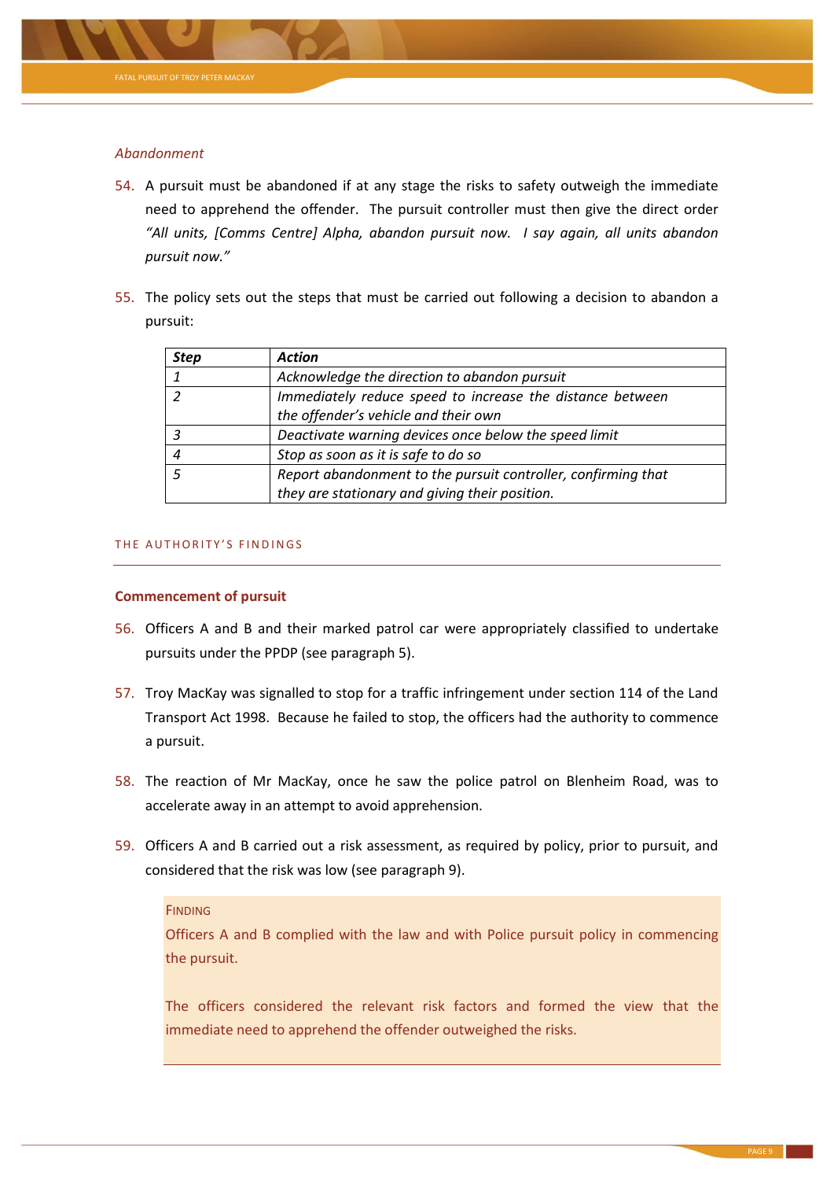*Abandonment*

54. A pursuit must be abandoned if at any stage the risks to safety outweigh the immediate need to apprehend the offender. The pursuit controller must then give the direct order *"All units, [Comms Centre] Alpha, abandon pursuit now. I say again, all units abandon pursuit now."*

55. The policy sets out the steps that must be carried out following a decision to abandon a pursuit:

| *Step* | *Action* |
|---|---|
| *1* | *Acknowledge the direction to abandon pursuit* |
| *2* | *Immediately reduce speed to increase the distance between the offender's vehicle and their own* |
| *3* | *Deactivate warning devices once below the speed limit* |
| *4* | *Stop as soon as it is safe to do so* |
| *5* | *Report abandonment to the pursuit controller, confirming that they are stationary and giving their position.* |

## THE AUTHORITY'S FINDINGS

### Commencement of pursuit

56. Officers A and B and their marked patrol car were appropriately classified to undertake pursuits under the PPDP (see paragraph 5).

57. Troy MacKay was signalled to stop for a traffic infringement under section 114 of the Land Transport Act 1998. Because he failed to stop, the officers had the authority to commence a pursuit.

58. The reaction of Mr MacKay, once he saw the police patrol on Blenheim Road, was to accelerate away in an attempt to avoid apprehension.

59. Officers A and B carried out a risk assessment, as required by policy, prior to pursuit, and considered that the risk was low (see paragraph 9).

> FINDING
>
> Officers A and B complied with the law and with Police pursuit policy in commencing the pursuit.
>
> The officers considered the relevant risk factors and formed the view that the immediate need to apprehend the offender outweighed the risks.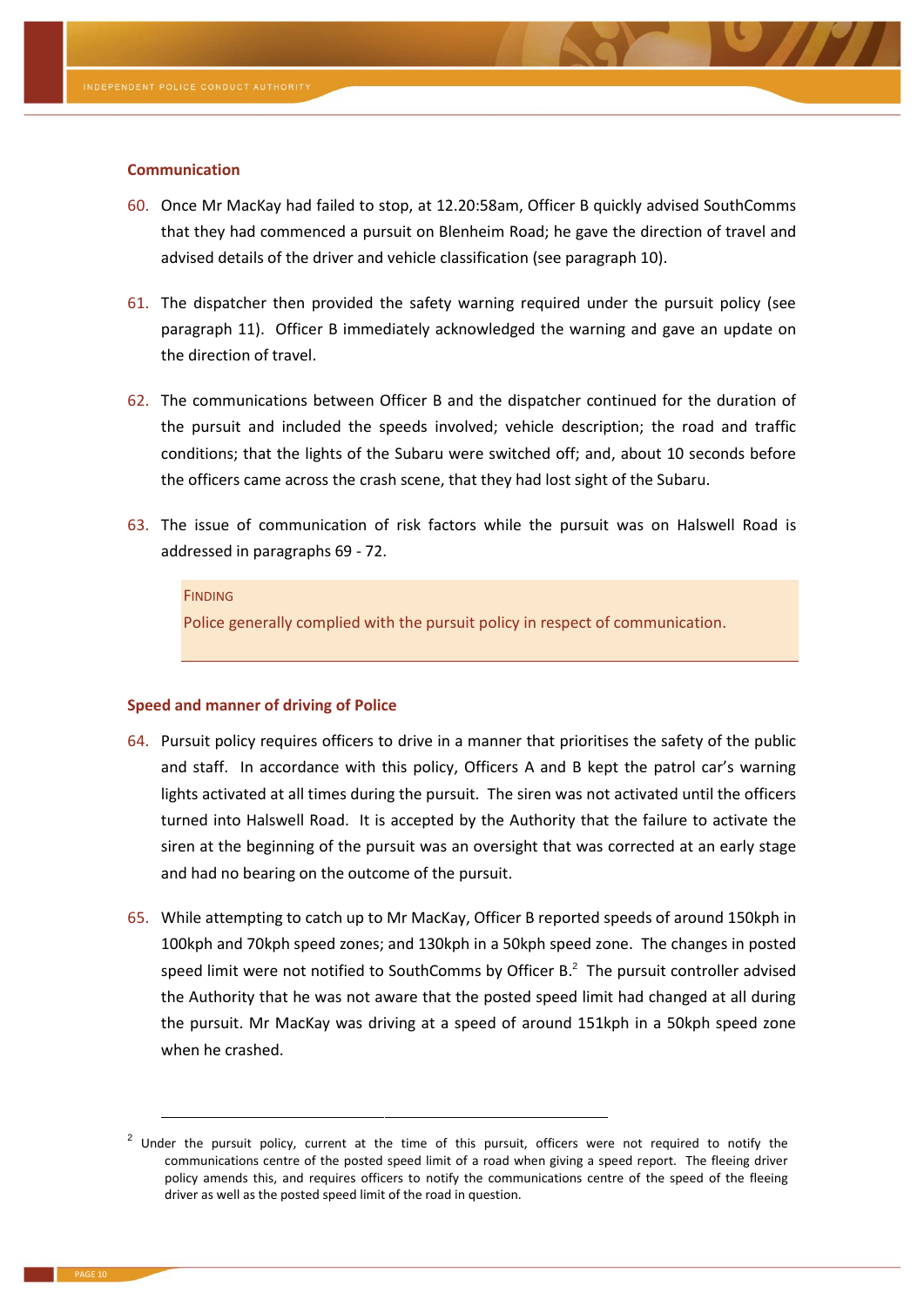### Communication

60. Once Mr MacKay had failed to stop, at 12.20:58am, Officer B quickly advised SouthComms that they had commenced a pursuit on Blenheim Road; he gave the direction of travel and advised details of the driver and vehicle classification (see paragraph 10).

61. The dispatcher then provided the safety warning required under the pursuit policy (see paragraph 11). Officer B immediately acknowledged the warning and gave an update on the direction of travel.

62. The communications between Officer B and the dispatcher continued for the duration of the pursuit and included the speeds involved; vehicle description; the road and traffic conditions; that the lights of the Subaru were switched off; and, about 10 seconds before the officers came across the crash scene, that they had lost sight of the Subaru.

63. The issue of communication of risk factors while the pursuit was on Halswell Road is addressed in paragraphs 69 - 72.

> FINDING
>
> Police generally complied with the pursuit policy in respect of communication.

### Speed and manner of driving of Police

64. Pursuit policy requires officers to drive in a manner that prioritises the safety of the public and staff. In accordance with this policy, Officers A and B kept the patrol car's warning lights activated at all times during the pursuit. The siren was not activated until the officers turned into Halswell Road. It is accepted by the Authority that the failure to activate the siren at the beginning of the pursuit was an oversight that was corrected at an early stage and had no bearing on the outcome of the pursuit.

65. While attempting to catch up to Mr MacKay, Officer B reported speeds of around 150kph in 100kph and 70kph speed zones; and 130kph in a 50kph speed zone. The changes in posted speed limit were not notified to SouthComms by Officer B.[2] The pursuit controller advised the Authority that he was not aware that the posted speed limit had changed at all during the pursuit. Mr MacKay was driving at a speed of around 151kph in a 50kph speed zone when he crashed.

---

[2] Under the pursuit policy, current at the time of this pursuit, officers were not required to notify the communications centre of the posted speed limit of a road when giving a speed report. The fleeing driver policy amends this, and requires officers to notify the communications centre of the speed of the fleeing driver as well as the posted speed limit of the road in question.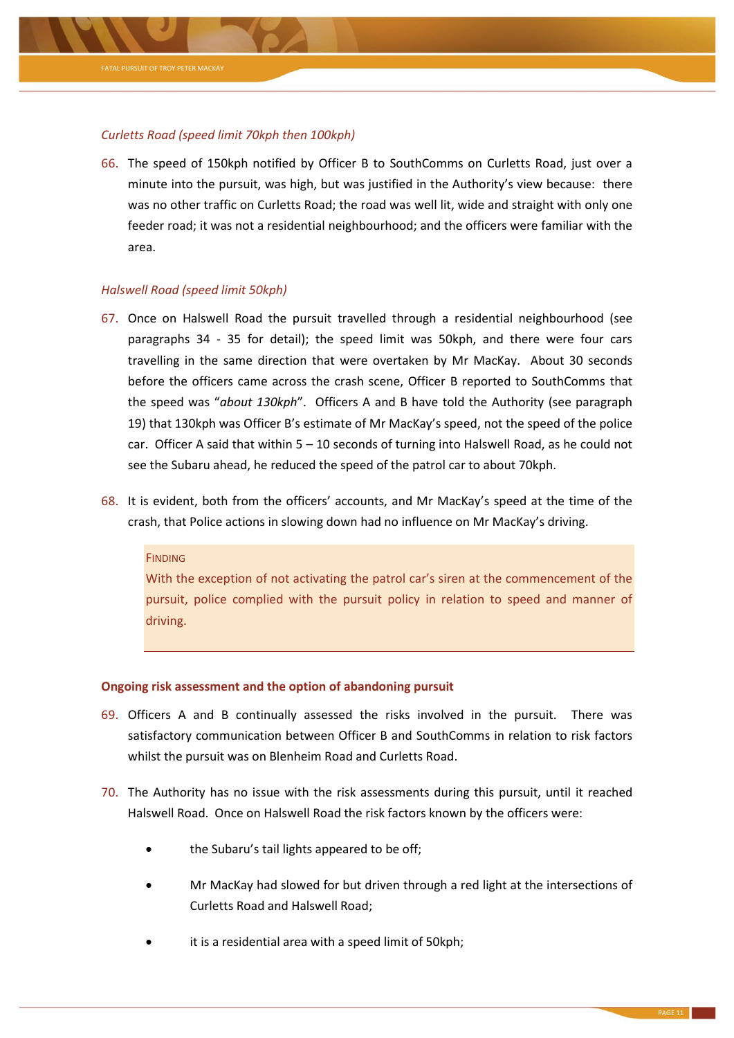*Curletts Road (speed limit 70kph then 100kph)*

66. The speed of 150kph notified by Officer B to SouthComms on Curletts Road, just over a minute into the pursuit, was high, but was justified in the Authority's view because: there was no other traffic on Curletts Road; the road was well lit, wide and straight with only one feeder road; it was not a residential neighbourhood; and the officers were familiar with the area.

*Halswell Road (speed limit 50kph)*

67. Once on Halswell Road the pursuit travelled through a residential neighbourhood (see paragraphs 34 - 35 for detail); the speed limit was 50kph, and there were four cars travelling in the same direction that were overtaken by Mr MacKay. About 30 seconds before the officers came across the crash scene, Officer B reported to SouthComms that the speed was "*about 130kph*". Officers A and B have told the Authority (see paragraph 19) that 130kph was Officer B's estimate of Mr MacKay's speed, not the speed of the police car. Officer A said that within 5 – 10 seconds of turning into Halswell Road, as he could not see the Subaru ahead, he reduced the speed of the patrol car to about 70kph.

68. It is evident, both from the officers' accounts, and Mr MacKay's speed at the time of the crash, that Police actions in slowing down had no influence on Mr MacKay's driving.

> FINDING
>
> With the exception of not activating the patrol car's siren at the commencement of the pursuit, police complied with the pursuit policy in relation to speed and manner of driving.

**Ongoing risk assessment and the option of abandoning pursuit**

69. Officers A and B continually assessed the risks involved in the pursuit. There was satisfactory communication between Officer B and SouthComms in relation to risk factors whilst the pursuit was on Blenheim Road and Curletts Road.

70. The Authority has no issue with the risk assessments during this pursuit, until it reached Halswell Road. Once on Halswell Road the risk factors known by the officers were:

    - the Subaru's tail lights appeared to be off;
    - Mr MacKay had slowed for but driven through a red light at the intersections of Curletts Road and Halswell Road;
    - it is a residential area with a speed limit of 50kph;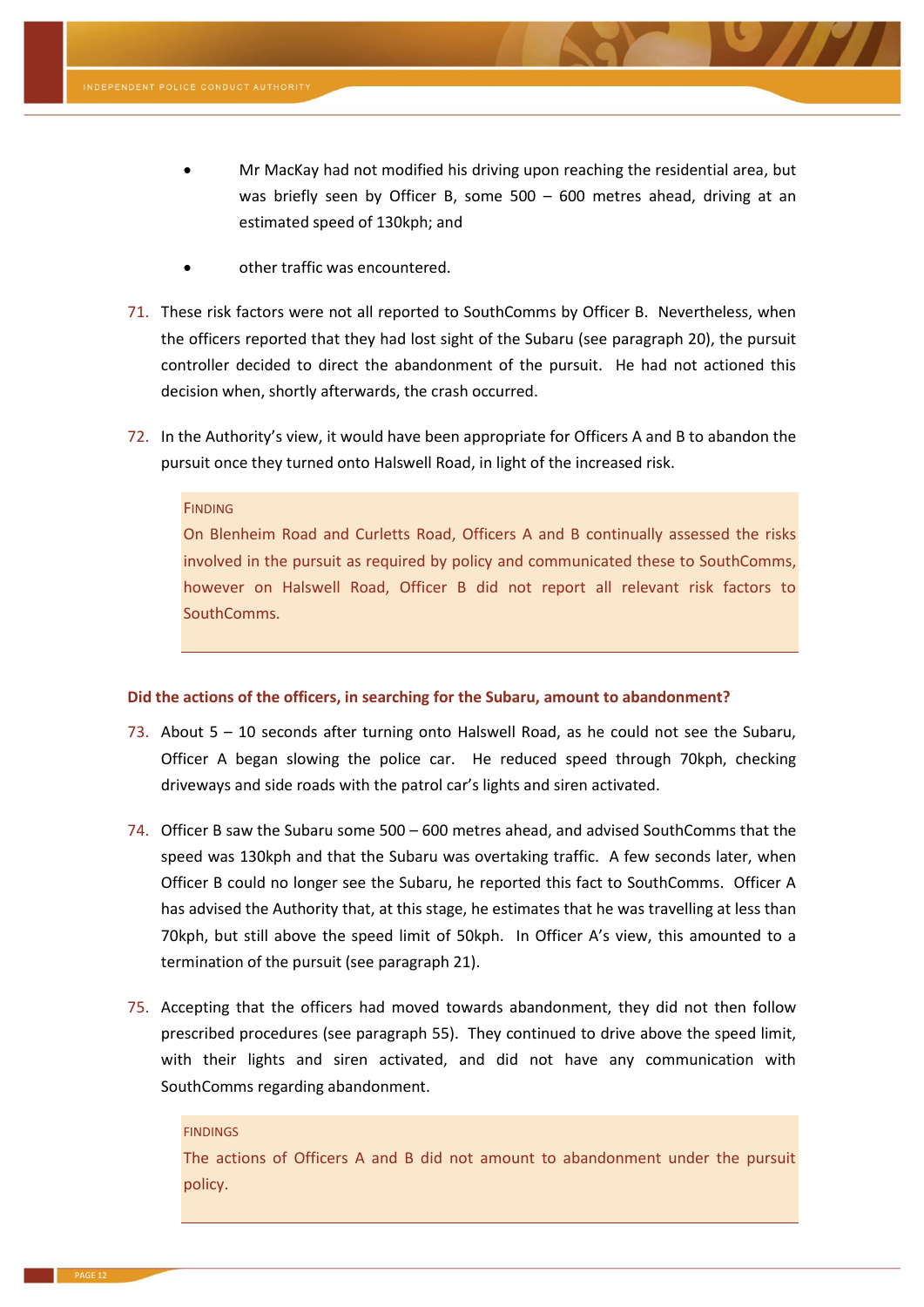- Mr MacKay had not modified his driving upon reaching the residential area, but was briefly seen by Officer B, some 500 – 600 metres ahead, driving at an estimated speed of 130kph; and
- other traffic was encountered.

71. These risk factors were not all reported to SouthComms by Officer B. Nevertheless, when the officers reported that they had lost sight of the Subaru (see paragraph 20), the pursuit controller decided to direct the abandonment of the pursuit. He had not actioned this decision when, shortly afterwards, the crash occurred.

72. In the Authority's view, it would have been appropriate for Officers A and B to abandon the pursuit once they turned onto Halswell Road, in light of the increased risk.

> FINDING
>
> On Blenheim Road and Curletts Road, Officers A and B continually assessed the risks involved in the pursuit as required by policy and communicated these to SouthComms, however on Halswell Road, Officer B did not report all relevant risk factors to SouthComms.

### Did the actions of the officers, in searching for the Subaru, amount to abandonment?

73. About 5 – 10 seconds after turning onto Halswell Road, as he could not see the Subaru, Officer A began slowing the police car. He reduced speed through 70kph, checking driveways and side roads with the patrol car's lights and siren activated.

74. Officer B saw the Subaru some 500 – 600 metres ahead, and advised SouthComms that the speed was 130kph and that the Subaru was overtaking traffic. A few seconds later, when Officer B could no longer see the Subaru, he reported this fact to SouthComms. Officer A has advised the Authority that, at this stage, he estimates that he was travelling at less than 70kph, but still above the speed limit of 50kph. In Officer A's view, this amounted to a termination of the pursuit (see paragraph 21).

75. Accepting that the officers had moved towards abandonment, they did not then follow prescribed procedures (see paragraph 55). They continued to drive above the speed limit, with their lights and siren activated, and did not have any communication with SouthComms regarding abandonment.

> FINDINGS
>
> The actions of Officers A and B did not amount to abandonment under the pursuit policy.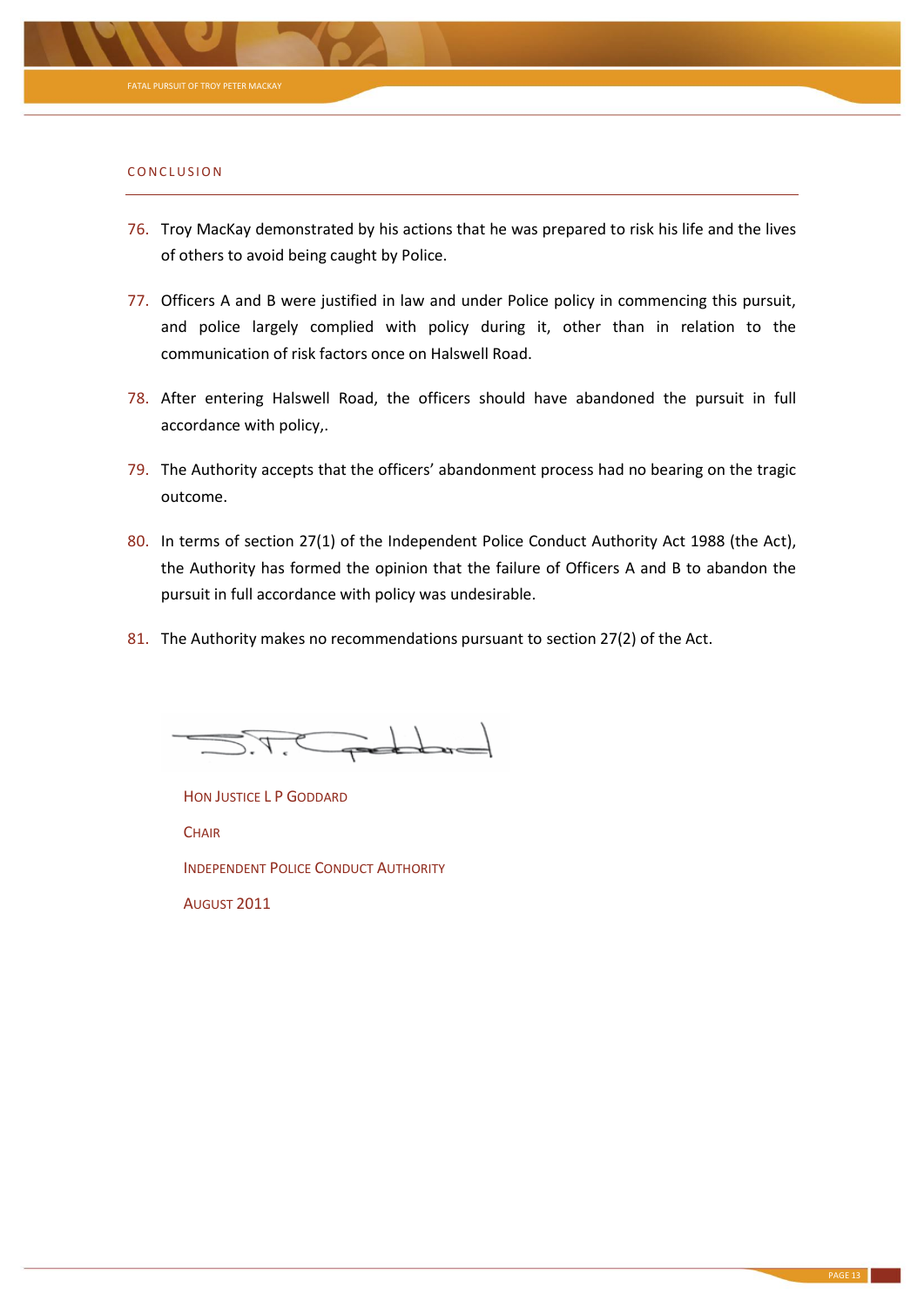## CONCLUSION

76. Troy MacKay demonstrated by his actions that he was prepared to risk his life and the lives of others to avoid being caught by Police.

77. Officers A and B were justified in law and under Police policy in commencing this pursuit, and police largely complied with policy during it, other than in relation to the communication of risk factors once on Halswell Road.

78. After entering Halswell Road, the officers should have abandoned the pursuit in full accordance with policy,.

79. The Authority accepts that the officers' abandonment process had no bearing on the tragic outcome.

80. In terms of section 27(1) of the Independent Police Conduct Authority Act 1988 (the Act), the Authority has formed the opinion that the failure of Officers A and B to abandon the pursuit in full accordance with policy was undesirable.

81. The Authority makes no recommendations pursuant to section 27(2) of the Act.

HON JUSTICE L P GODDARD

CHAIR

INDEPENDENT POLICE CONDUCT AUTHORITY

AUGUST 2011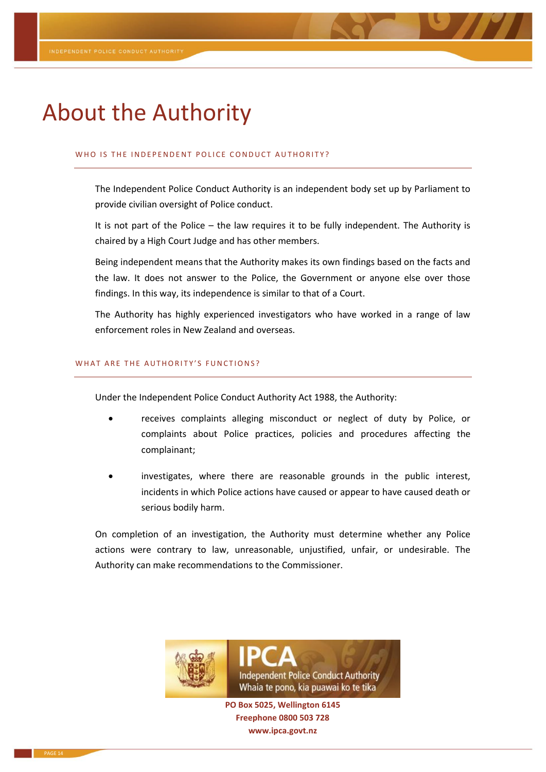# About the Authority

### WHO IS THE INDEPENDENT POLICE CONDUCT AUTHORITY?

The Independent Police Conduct Authority is an independent body set up by Parliament to provide civilian oversight of Police conduct.

It is not part of the Police – the law requires it to be fully independent. The Authority is chaired by a High Court Judge and has other members.

Being independent means that the Authority makes its own findings based on the facts and the law. It does not answer to the Police, the Government or anyone else over those findings. In this way, its independence is similar to that of a Court.

The Authority has highly experienced investigators who have worked in a range of law enforcement roles in New Zealand and overseas.

### WHAT ARE THE AUTHORITY'S FUNCTIONS?

Under the Independent Police Conduct Authority Act 1988, the Authority:

- receives complaints alleging misconduct or neglect of duty by Police, or complaints about Police practices, policies and procedures affecting the complainant;
- investigates, where there are reasonable grounds in the public interest, incidents in which Police actions have caused or appear to have caused death or serious bodily harm.

On completion of an investigation, the Authority must determine whether any Police actions were contrary to law, unreasonable, unjustified, unfair, or undesirable. The Authority can make recommendations to the Commissioner.

IPCA
Independent Police Conduct Authority
Whaia te pono, kia puawai ko te tika

**PO Box 5025, Wellington 6145**
**Freephone 0800 503 728**
**www.ipca.govt.nz**